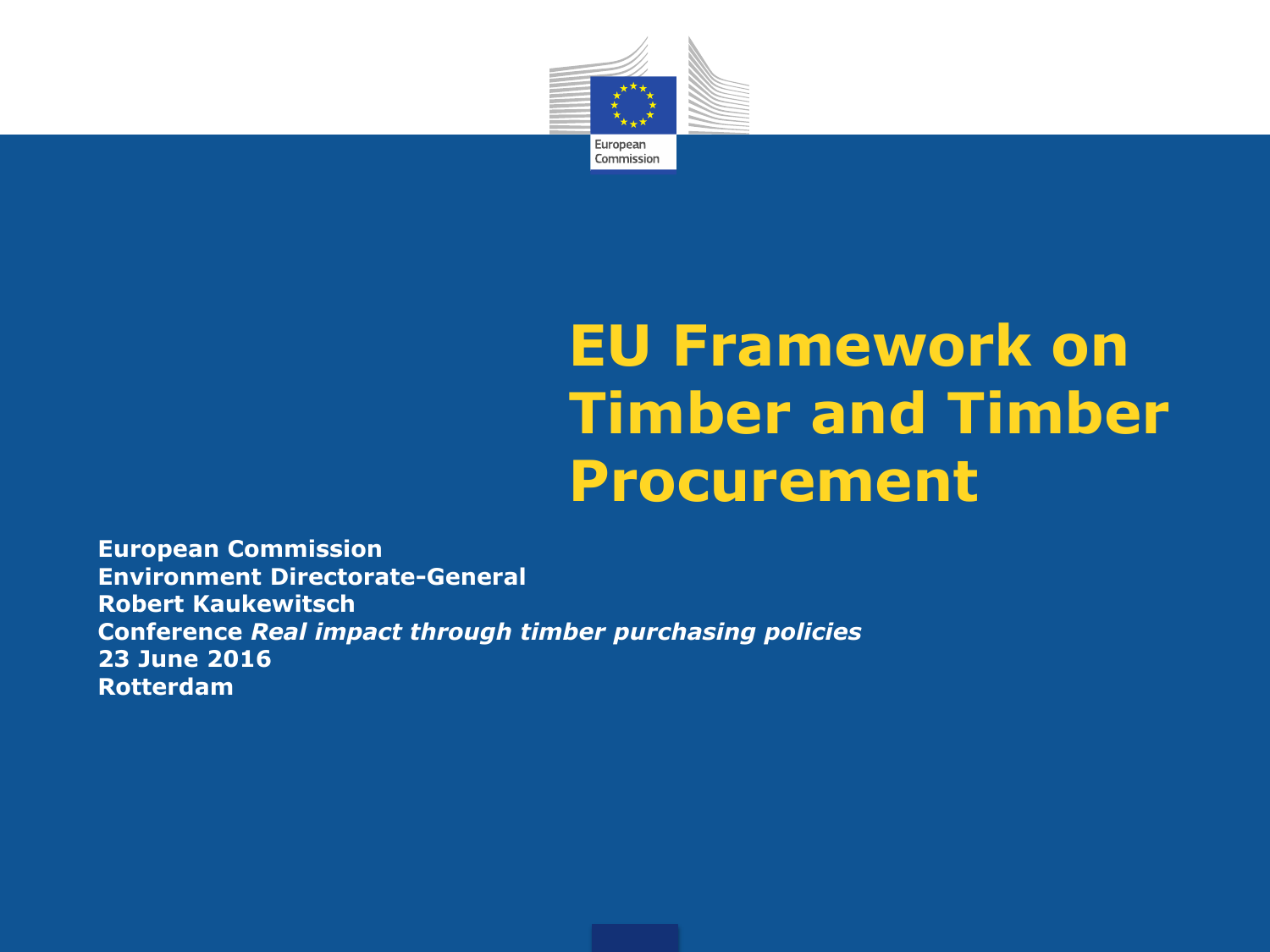# EU Framework on Timber and Timber Procurement

**European Commission**
**Environment Directorate-General**
**Robert Kaukewitsch**
**Conference *Real impact through timber purchasing policies***
**23 June 2016**
**Rotterdam**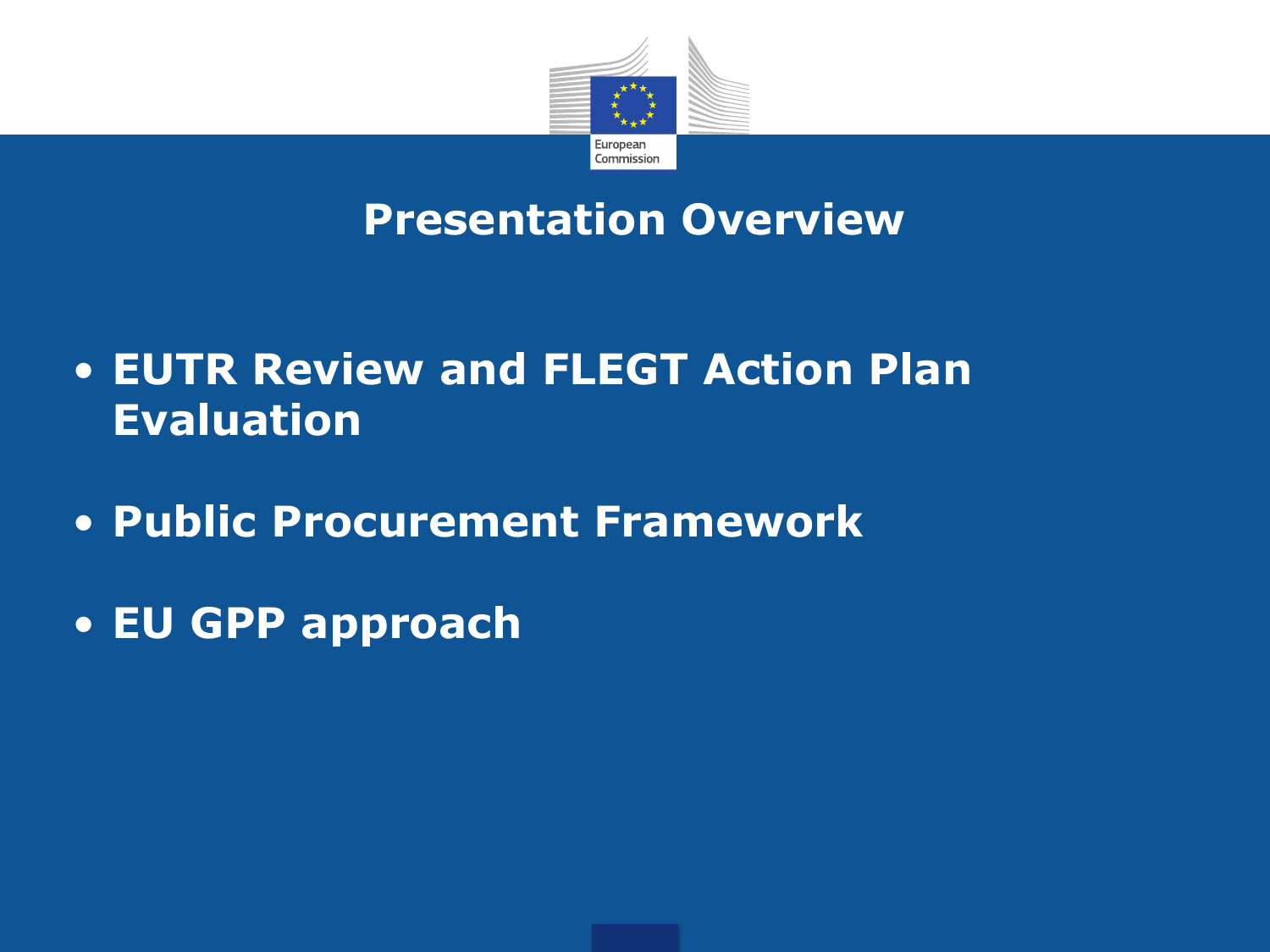# Presentation Overview

- **EUTR Review and FLEGT Action Plan Evaluation**
- **Public Procurement Framework**
- **EU GPP approach**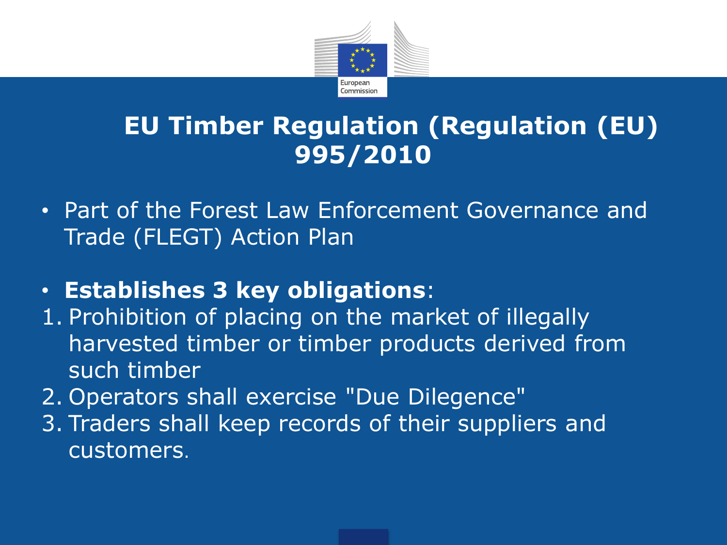# EU Timber Regulation (Regulation (EU) 995/2010

- Part of the Forest Law Enforcement Governance and Trade (FLEGT) Action Plan

- **Establishes 3 key obligations**:

1. Prohibition of placing on the market of illegally harvested timber or timber products derived from such timber
2. Operators shall exercise "Due Dilegence"
3. Traders shall keep records of their suppliers and customers.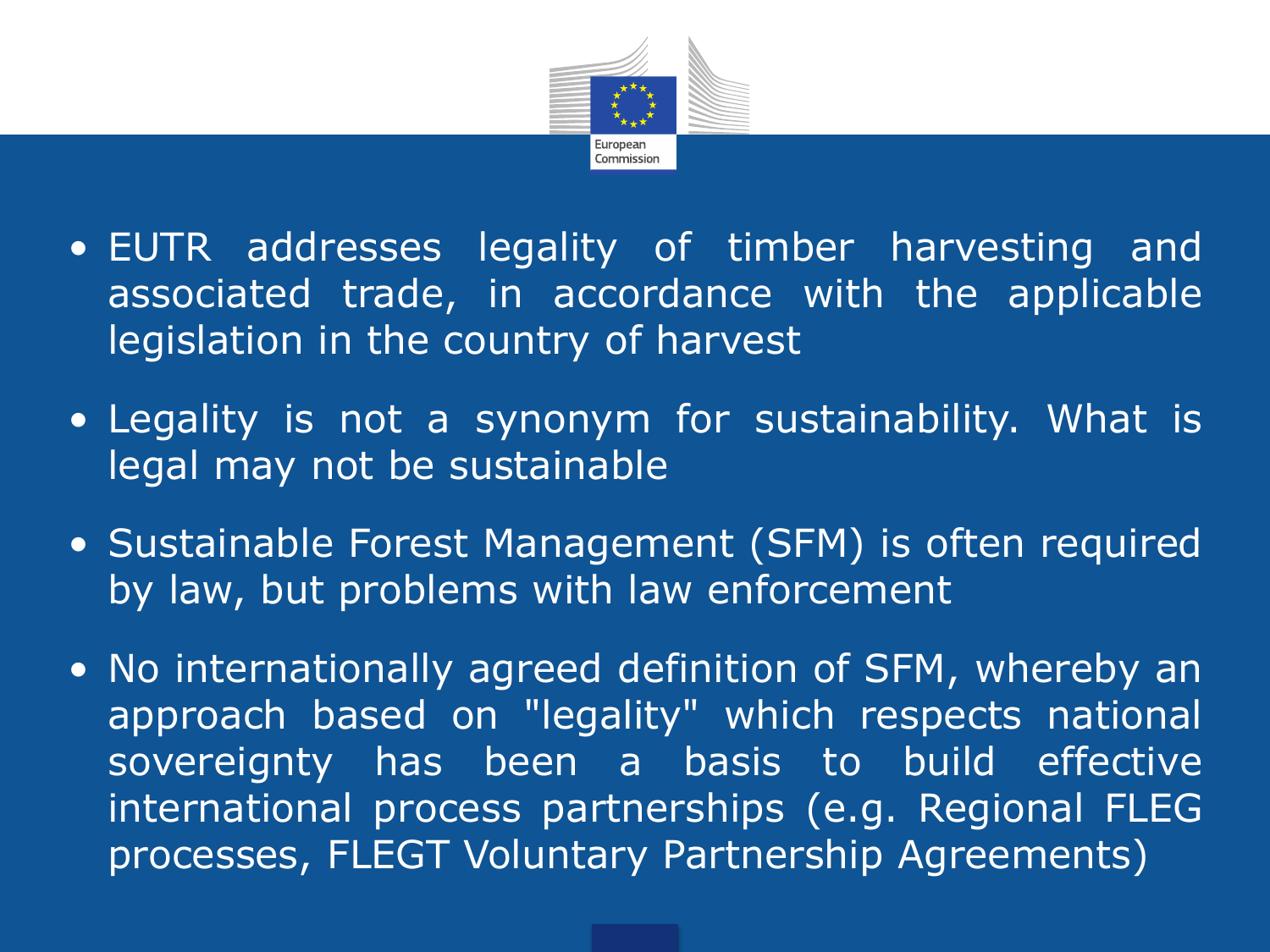- EUTR addresses legality of timber harvesting and associated trade, in accordance with the applicable legislation in the country of harvest
- Legality is not a synonym for sustainability. What is legal may not be sustainable
- Sustainable Forest Management (SFM) is often required by law, but problems with law enforcement
- No internationally agreed definition of SFM, whereby an approach based on "legality" which respects national sovereignty has been a basis to build effective international process partnerships (e.g. Regional FLEG processes, FLEGT Voluntary Partnership Agreements)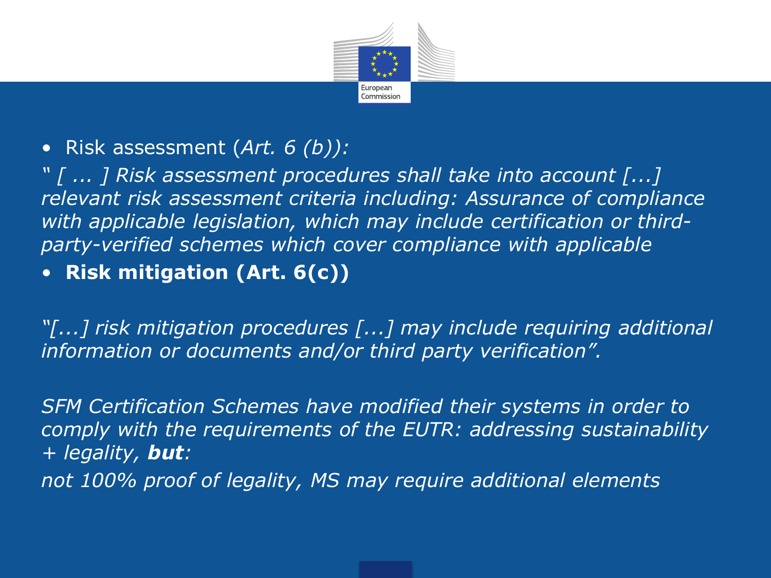- Risk assessment (*Art. 6 (b)):*

*" [ ... ] Risk assessment procedures shall take into account [...] relevant risk assessment criteria including: Assurance of compliance with applicable legislation, which may include certification or third-party-verified schemes which cover compliance with applicable*

- **Risk mitigation (Art. 6(c))**

*"[...] risk mitigation procedures [...] may include requiring additional information or documents and/or third party verification".*

*SFM Certification Schemes have modified their systems in order to comply with the requirements of the EUTR: addressing sustainability + legality,* ***but****:*

*not 100% proof of legality, MS may require additional elements*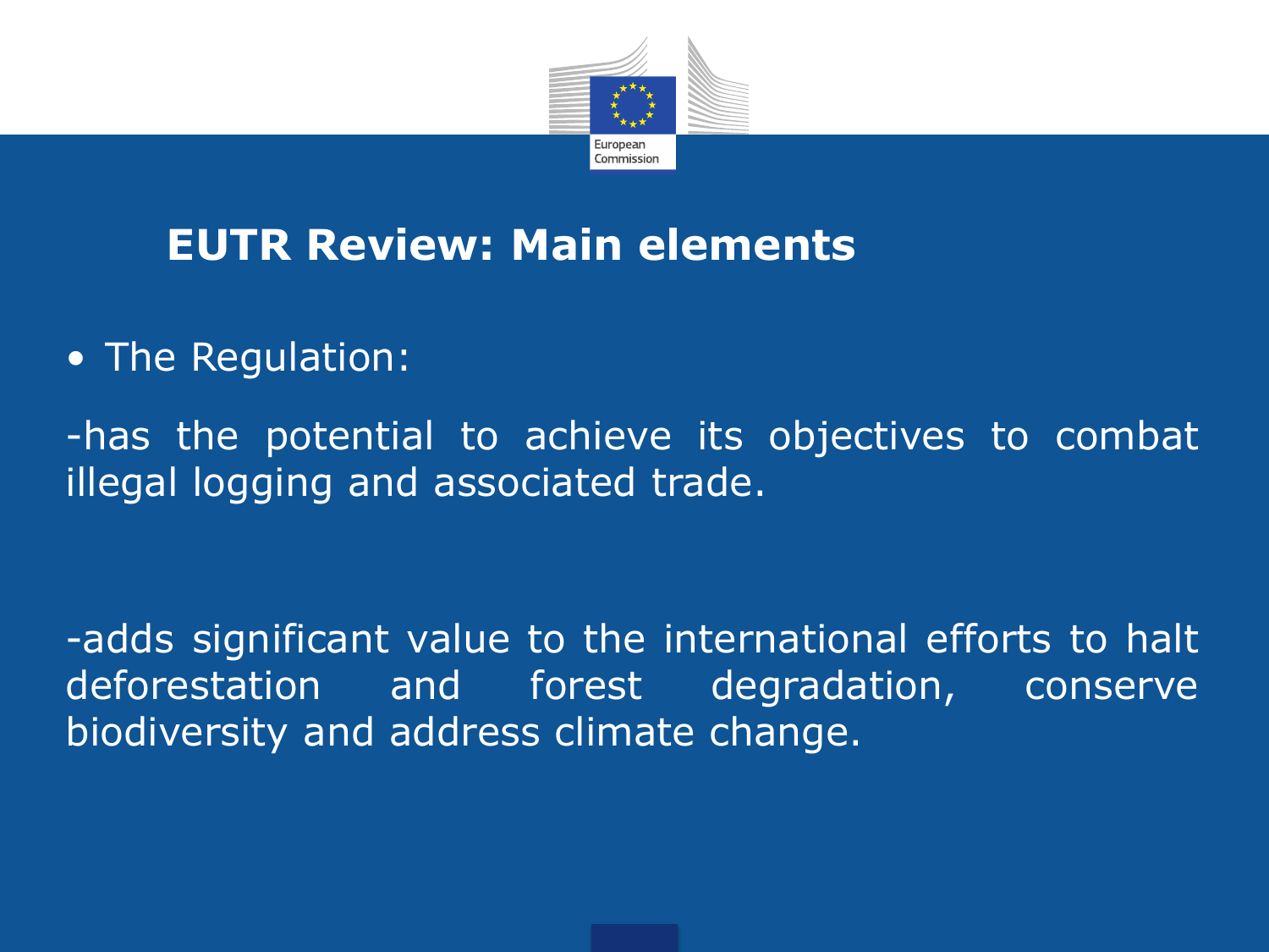# EUTR Review: Main elements

- The Regulation:

-has the potential to achieve its objectives to combat illegal logging and associated trade.

-adds significant value to the international efforts to halt deforestation and forest degradation, conserve biodiversity and address climate change.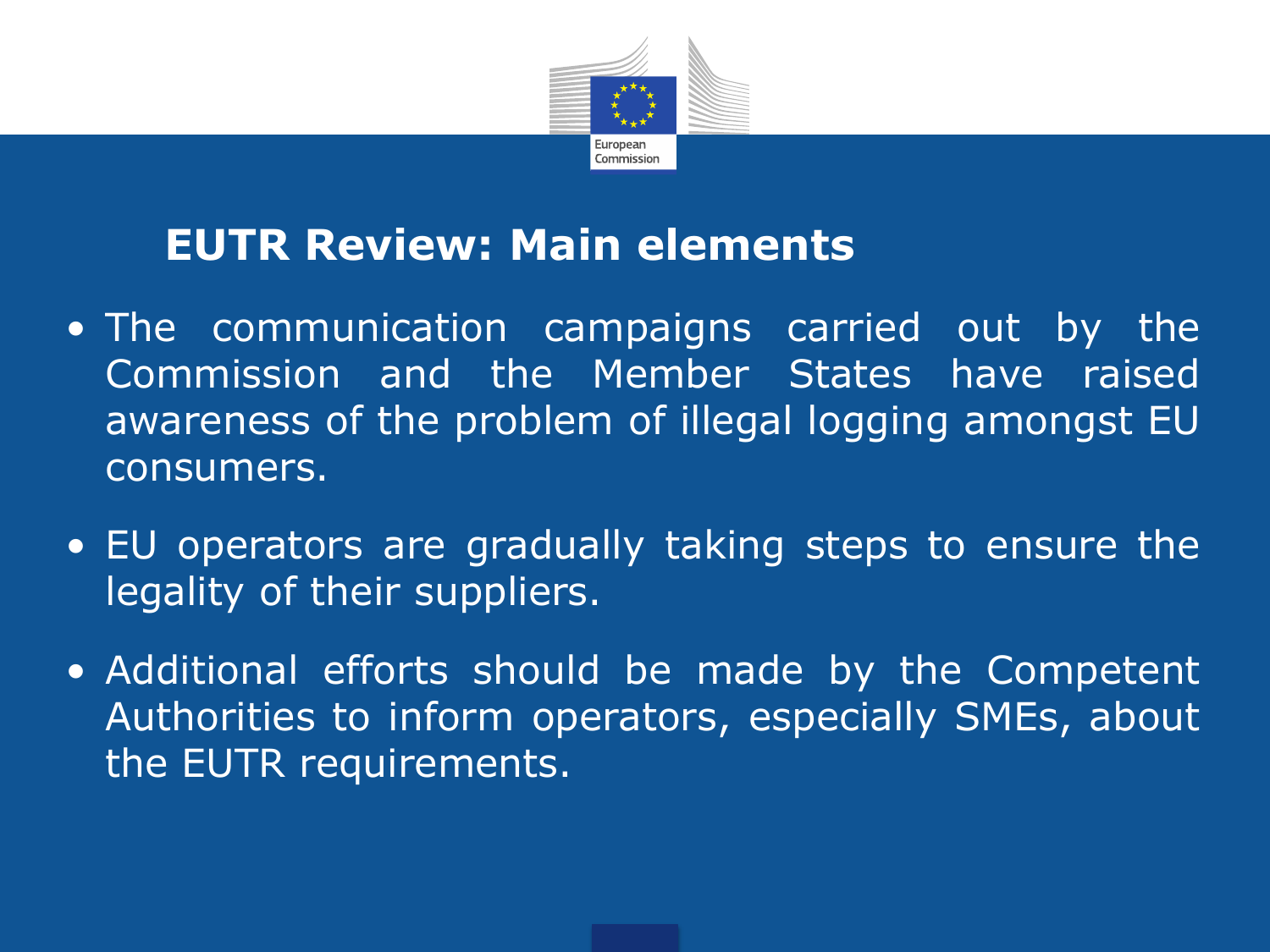## EUTR Review: Main elements

- The communication campaigns carried out by the Commission and the Member States have raised awareness of the problem of illegal logging amongst EU consumers.
- EU operators are gradually taking steps to ensure the legality of their suppliers.
- Additional efforts should be made by the Competent Authorities to inform operators, especially SMEs, about the EUTR requirements.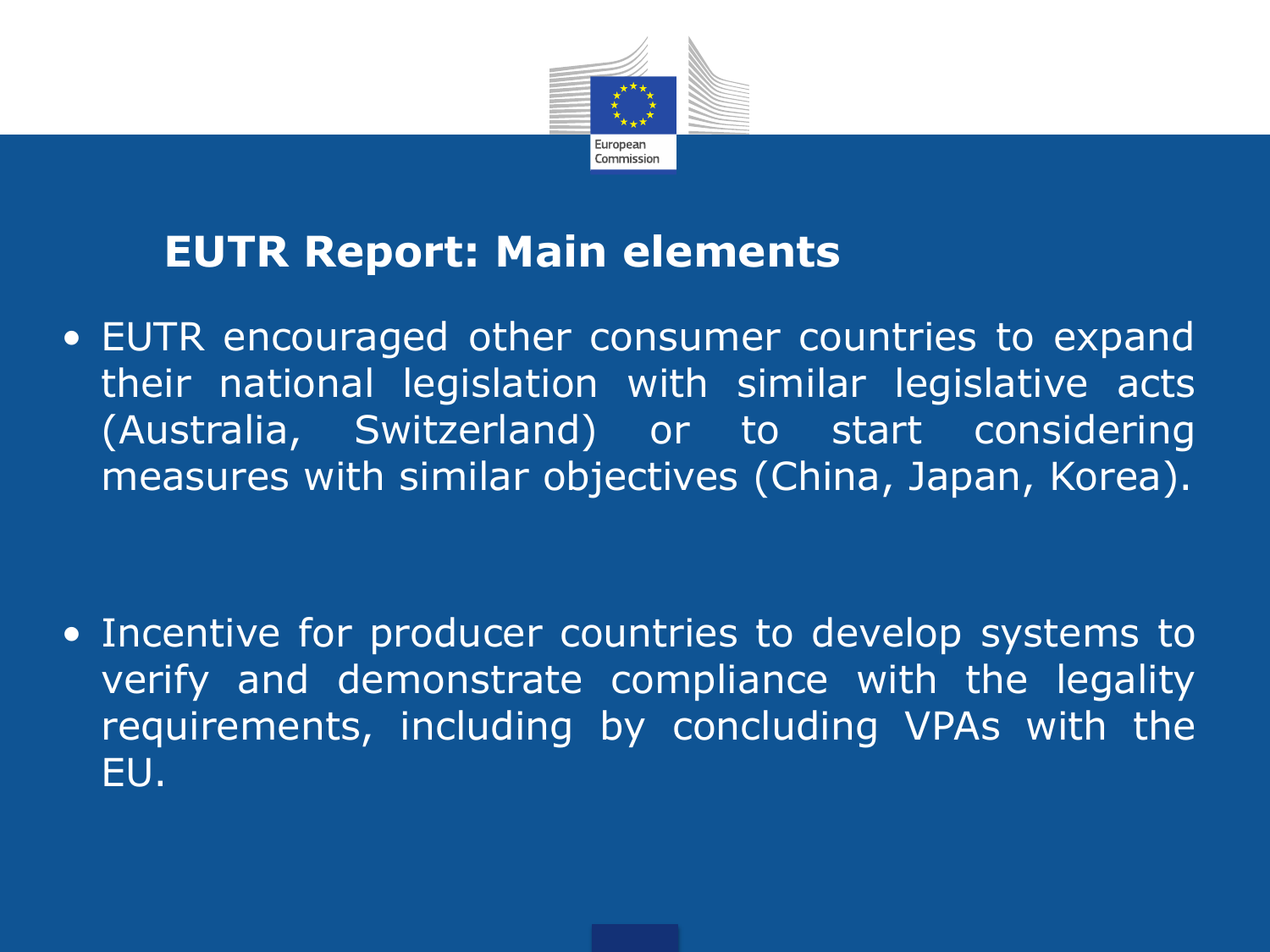## EUTR Report: Main elements

- EUTR encouraged other consumer countries to expand their national legislation with similar legislative acts (Australia, Switzerland) or to start considering measures with similar objectives (China, Japan, Korea).

- Incentive for producer countries to develop systems to verify and demonstrate compliance with the legality requirements, including by concluding VPAs with the EU.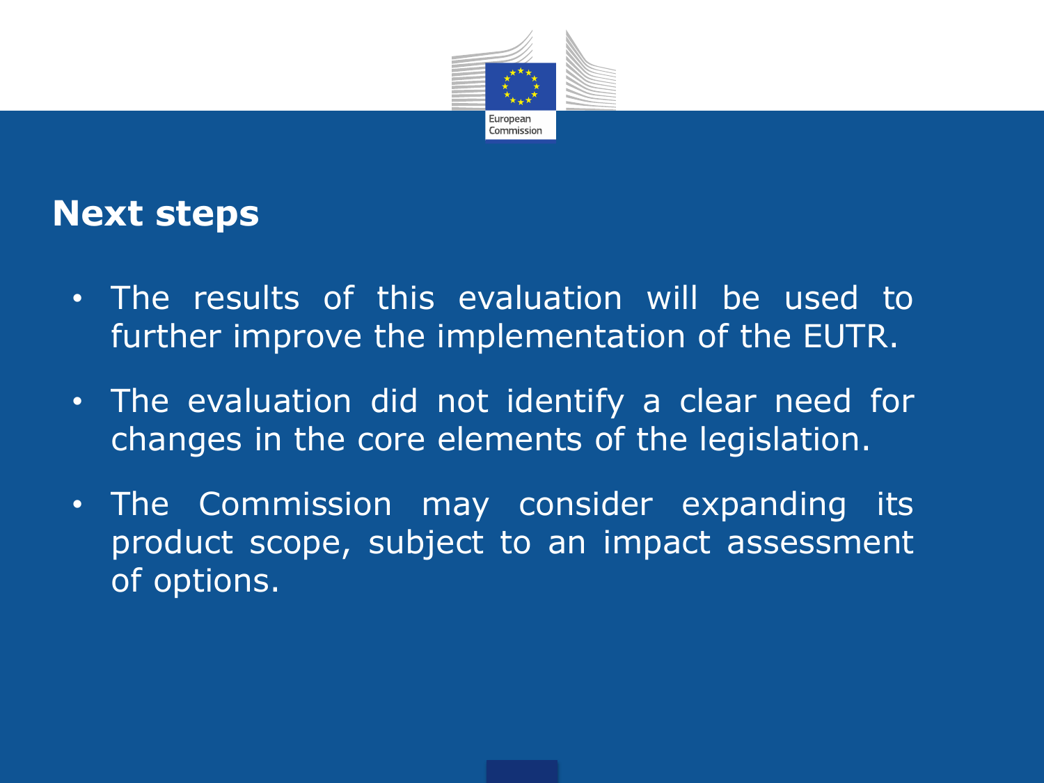## Next steps

- The results of this evaluation will be used to further improve the implementation of the EUTR.
- The evaluation did not identify a clear need for changes in the core elements of the legislation.
- The Commission may consider expanding its product scope, subject to an impact assessment of options.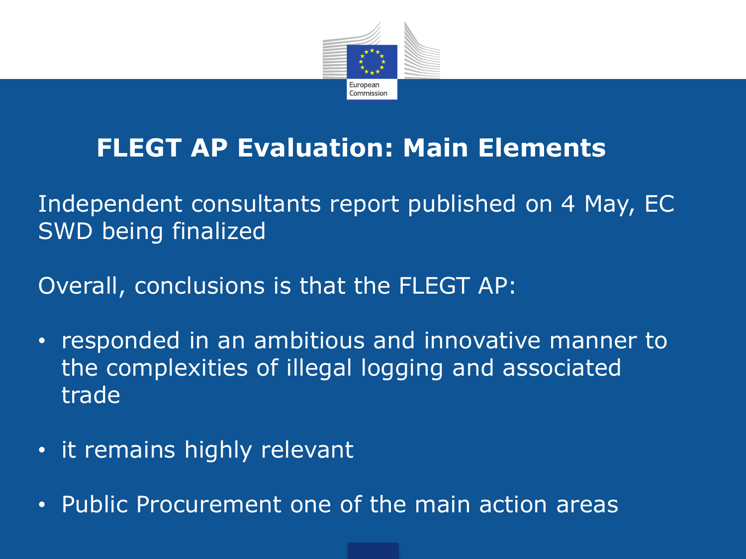# FLEGT AP Evaluation: Main Elements

Independent consultants report published on 4 May, EC SWD being finalized

Overall, conclusions is that the FLEGT AP:

- responded in an ambitious and innovative manner to the complexities of illegal logging and associated trade
- it remains highly relevant
- Public Procurement one of the main action areas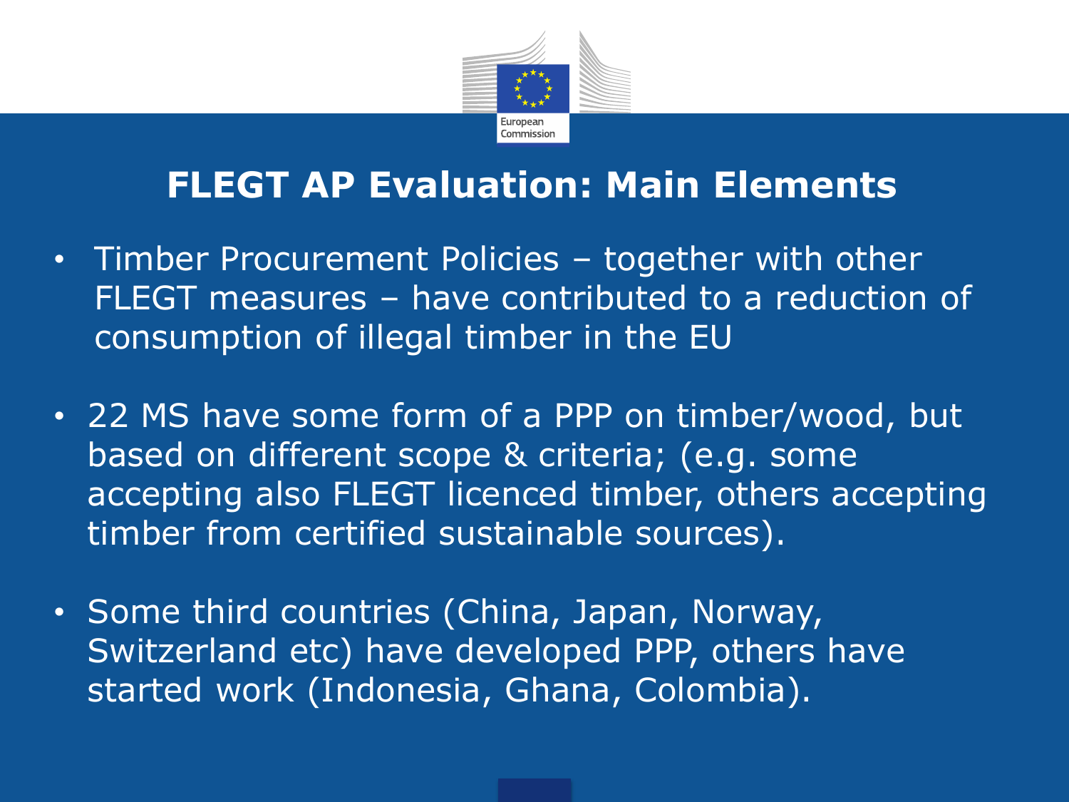# FLEGT AP Evaluation: Main Elements

- Timber Procurement Policies – together with other FLEGT measures – have contributed to a reduction of consumption of illegal timber in the EU
- 22 MS have some form of a PPP on timber/wood, but based on different scope & criteria; (e.g. some accepting also FLEGT licenced timber, others accepting timber from certified sustainable sources).
- Some third countries (China, Japan, Norway, Switzerland etc) have developed PPP, others have started work (Indonesia, Ghana, Colombia).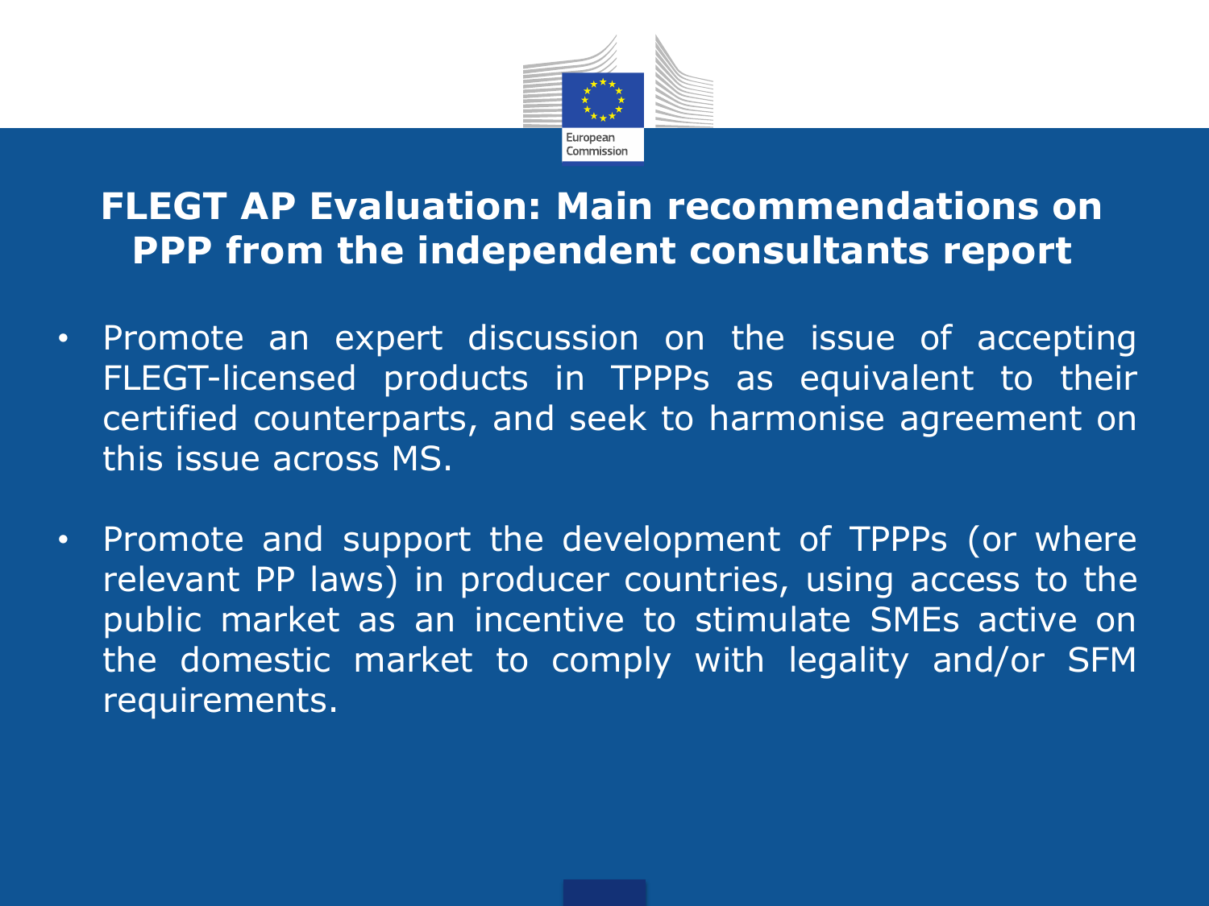# FLEGT AP Evaluation: Main recommendations on PPP from the independent consultants report

- Promote an expert discussion on the issue of accepting FLEGT-licensed products in TPPPs as equivalent to their certified counterparts, and seek to harmonise agreement on this issue across MS.
- Promote and support the development of TPPPs (or where relevant PP laws) in producer countries, using access to the public market as an incentive to stimulate SMEs active on the domestic market to comply with legality and/or SFM requirements.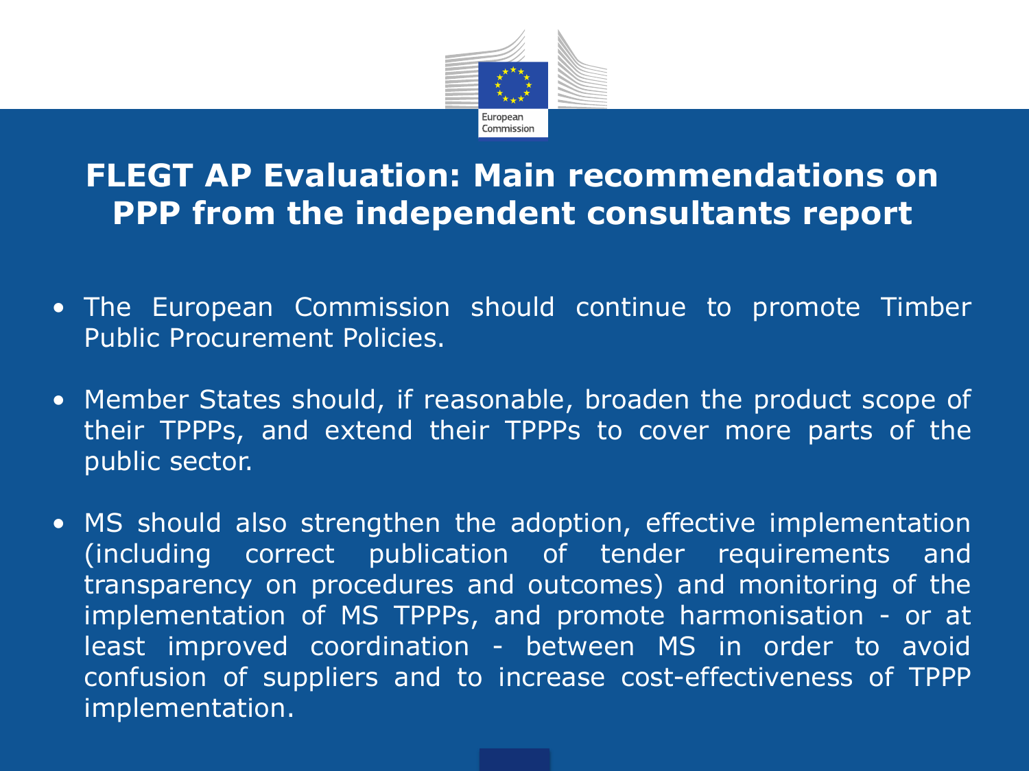# FLEGT AP Evaluation: Main recommendations on PPP from the independent consultants report

- The European Commission should continue to promote Timber Public Procurement Policies.
- Member States should, if reasonable, broaden the product scope of their TPPPs, and extend their TPPPs to cover more parts of the public sector.
- MS should also strengthen the adoption, effective implementation (including correct publication of tender requirements and transparency on procedures and outcomes) and monitoring of the implementation of MS TPPPs, and promote harmonisation - or at least improved coordination - between MS in order to avoid confusion of suppliers and to increase cost-effectiveness of TPPP implementation.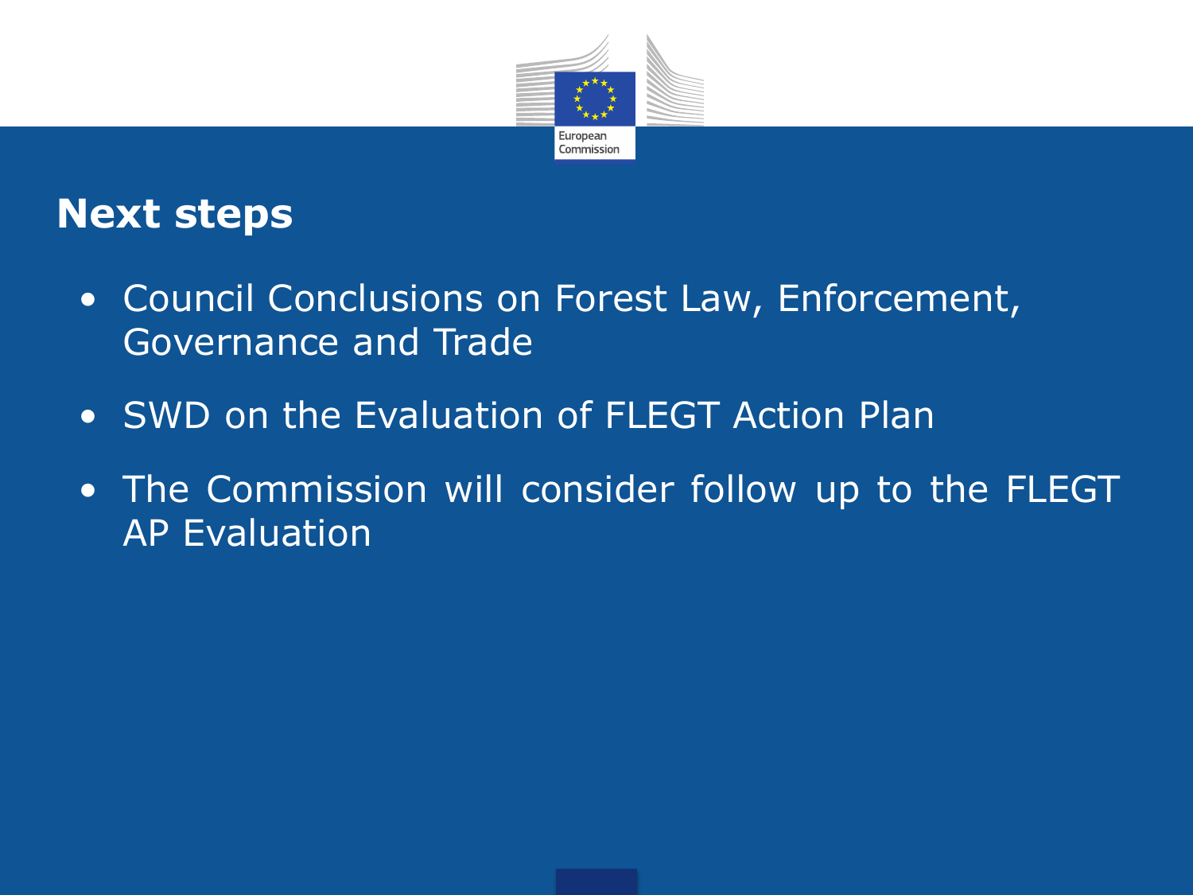## Next steps

- Council Conclusions on Forest Law, Enforcement, Governance and Trade
- SWD on the Evaluation of FLEGT Action Plan
- The Commission will consider follow up to the FLEGT AP Evaluation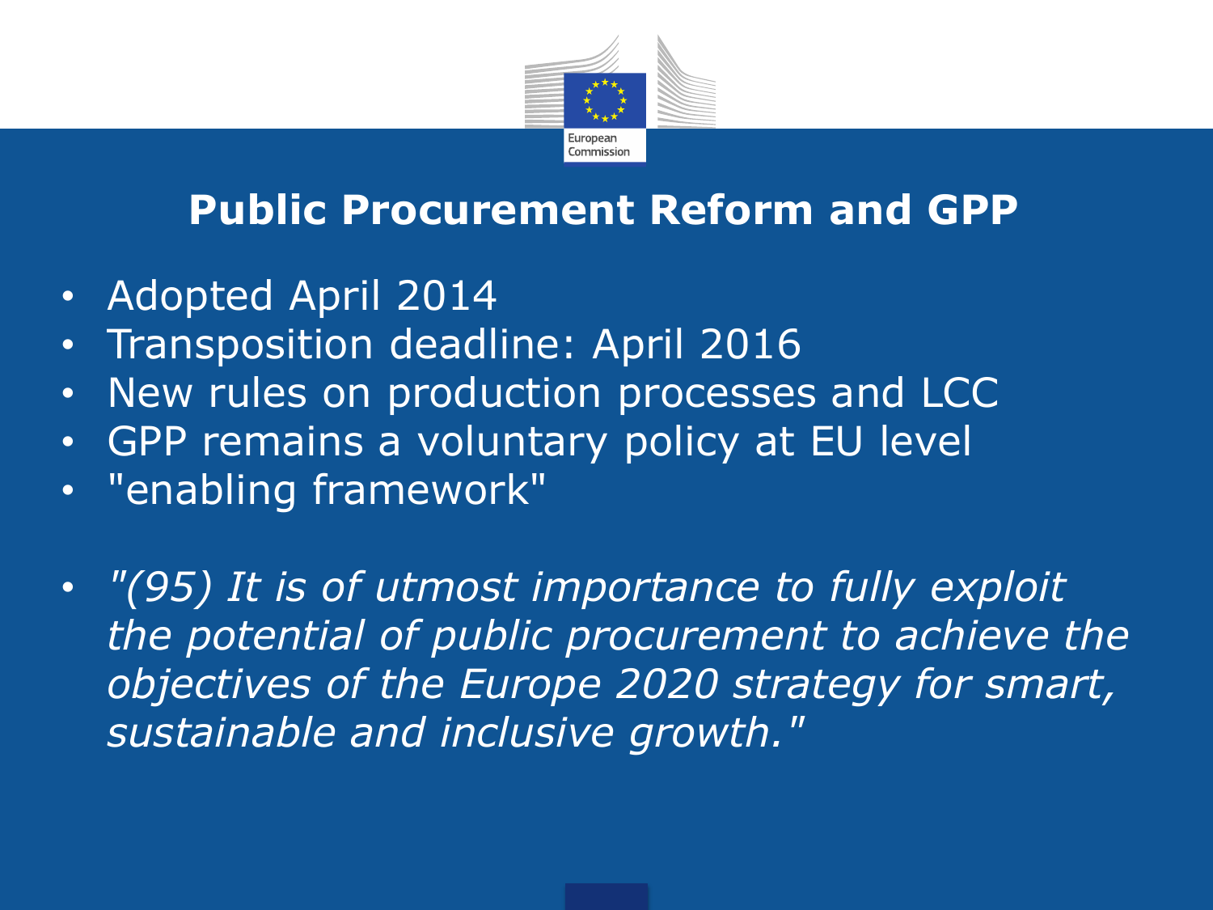# Public Procurement Reform and GPP

- Adopted April 2014
- Transposition deadline: April 2016
- New rules on production processes and LCC
- GPP remains a voluntary policy at EU level
- "enabling framework"

- *"(95) It is of utmost importance to fully exploit the potential of public procurement to achieve the objectives of the Europe 2020 strategy for smart, sustainable and inclusive growth."*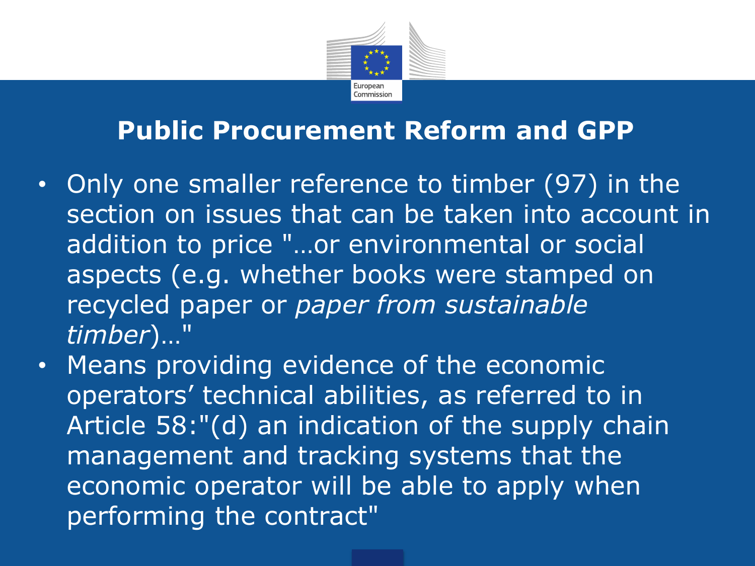# Public Procurement Reform and GPP

- Only one smaller reference to timber (97) in the section on issues that can be taken into account in addition to price "…or environmental or social aspects (e.g. whether books were stamped on recycled paper or *paper from sustainable timber*)…"
- Means providing evidence of the economic operators' technical abilities, as referred to in Article 58:"(d) an indication of the supply chain management and tracking systems that the economic operator will be able to apply when performing the contract"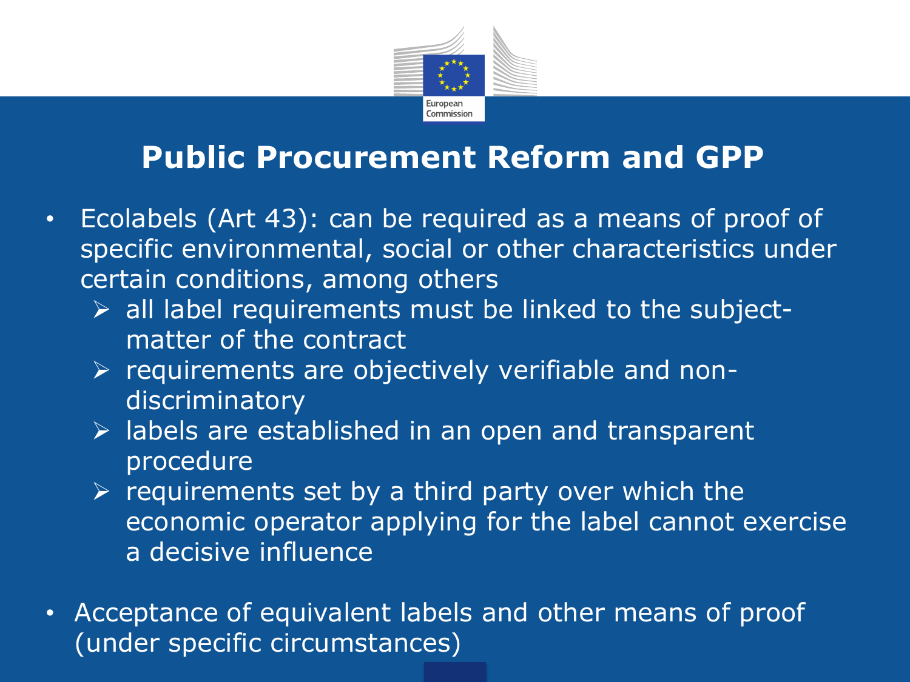# Public Procurement Reform and GPP

- Ecolabels (Art 43): can be required as a means of proof of specific environmental, social or other characteristics under certain conditions, among others
  - all label requirements must be linked to the subject-matter of the contract
  - requirements are objectively verifiable and non-discriminatory
  - labels are established in an open and transparent procedure
  - requirements set by a third party over which the economic operator applying for the label cannot exercise a decisive influence
- Acceptance of equivalent labels and other means of proof (under specific circumstances)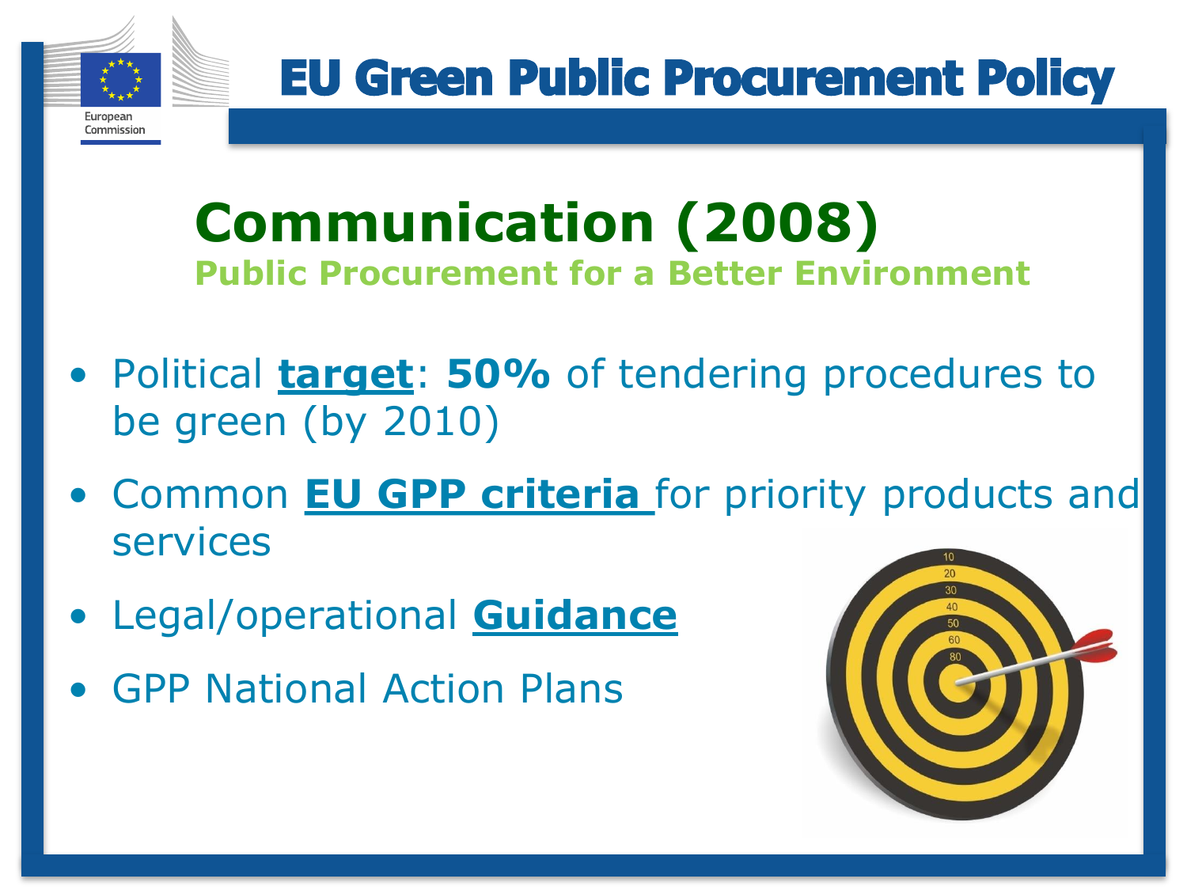# EU Green Public Procurement Policy

## Communication (2008)

### Public Procurement for a Better Environment

- Political **target**: **50%** of tendering procedures to be green (by 2010)
- Common **EU GPP criteria** for priority products and services
- Legal/operational **Guidance**
- GPP National Action Plans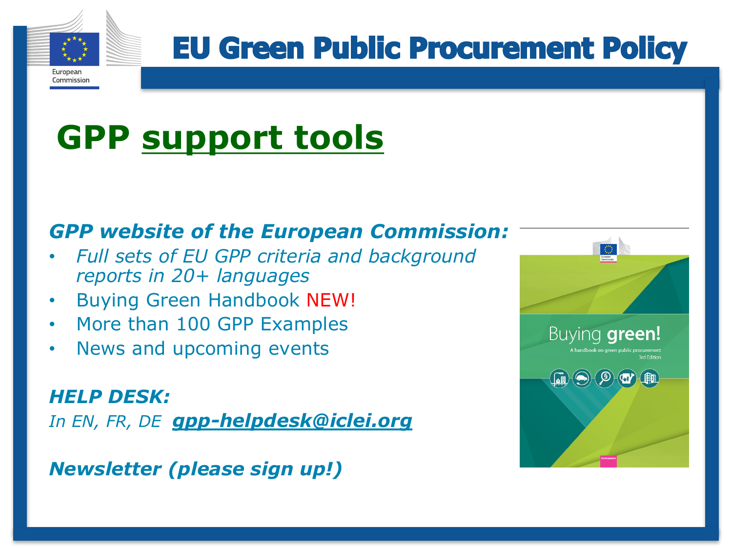# EU Green Public Procurement Policy

## GPP support tools

***GPP website of the European Commission:***

- *Full sets of EU GPP criteria and background reports in 20+ languages*
- Buying Green Handbook NEW!
- More than 100 GPP Examples
- News and upcoming events

***HELP DESK:***

*In EN, FR, DE* ***gpp-helpdesk@iclei.org***

***Newsletter (please sign up!)***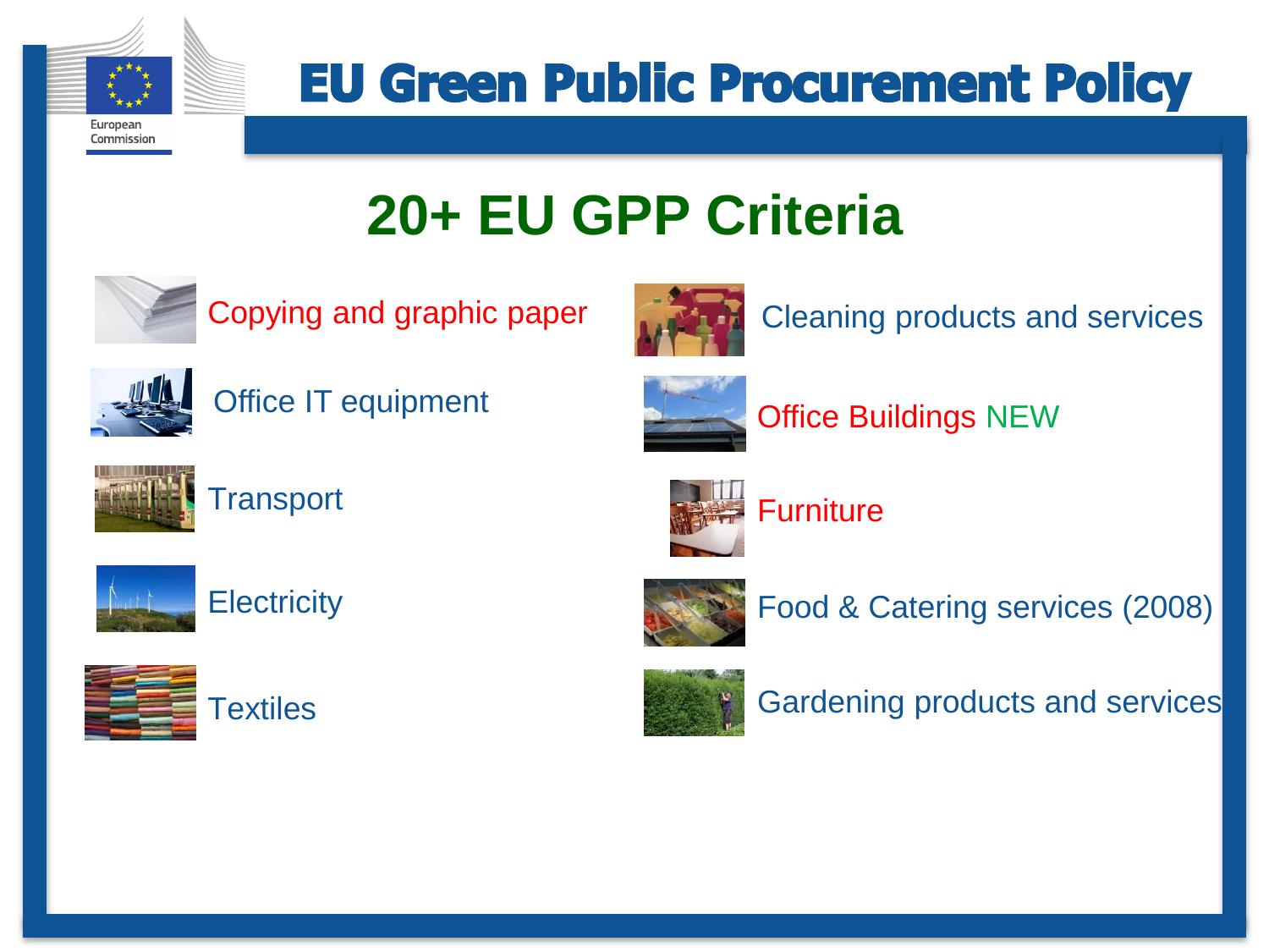# EU Green Public Procurement Policy

## 20+ EU GPP Criteria

- Copying and graphic paper
- Office IT equipment
- Transport
- Electricity
- Textiles
- Cleaning products and services
- Office Buildings NEW
- Furniture
- Food & Catering services (2008)
- Gardening products and services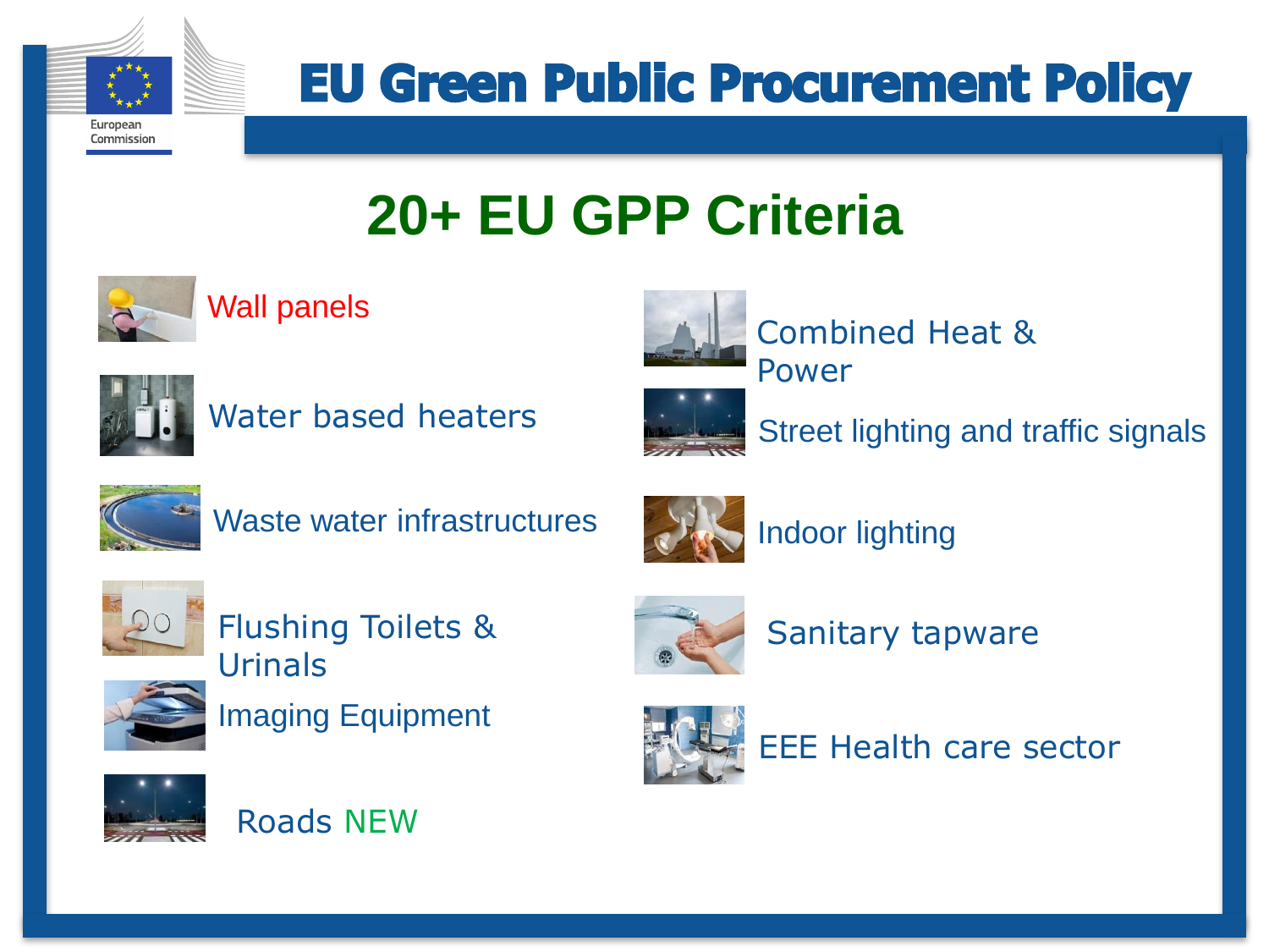# EU Green Public Procurement Policy

## 20+ EU GPP Criteria

- Wall panels
- Water based heaters
- Waste water infrastructures
- Flushing Toilets & Urinals
- Imaging Equipment
- Roads NEW
- Combined Heat & Power
- Street lighting and traffic signals
- Indoor lighting
- Sanitary tapware
- EEE Health care sector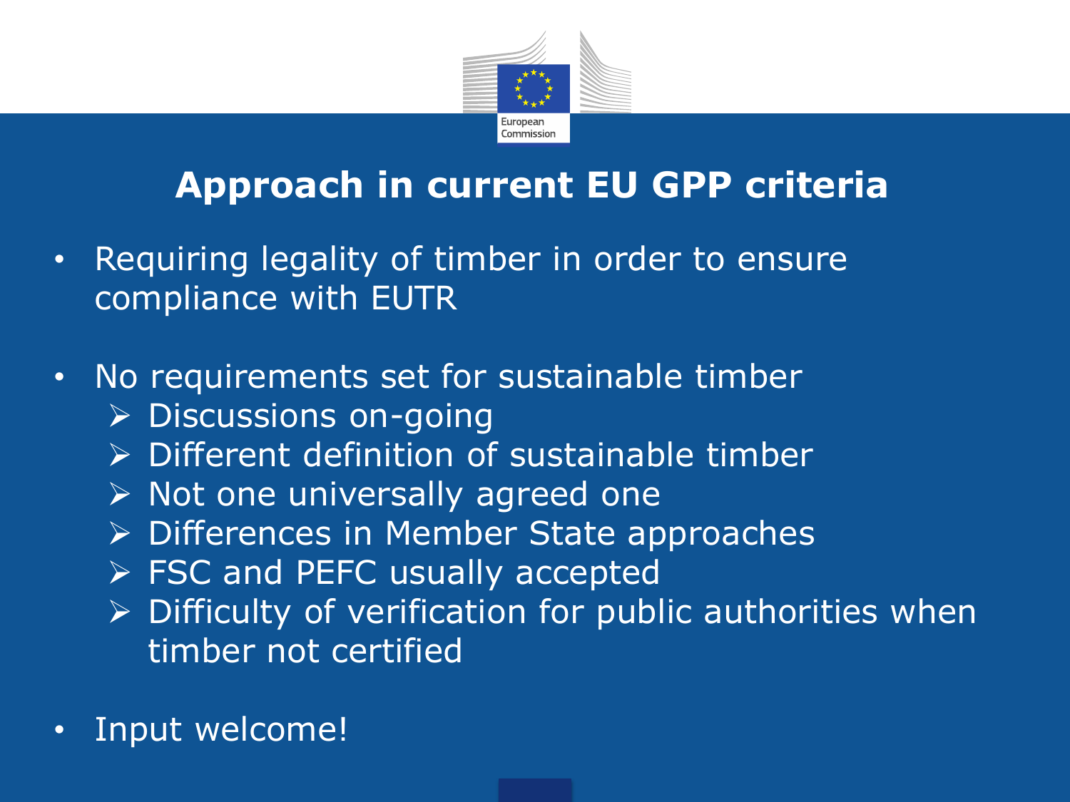# Approach in current EU GPP criteria

- Requiring legality of timber in order to ensure compliance with EUTR

- No requirements set for sustainable timber
  - Discussions on-going
  - Different definition of sustainable timber
  - Not one universally agreed one
  - Differences in Member State approaches
  - FSC and PEFC usually accepted
  - Difficulty of verification for public authorities when timber not certified

- Input welcome!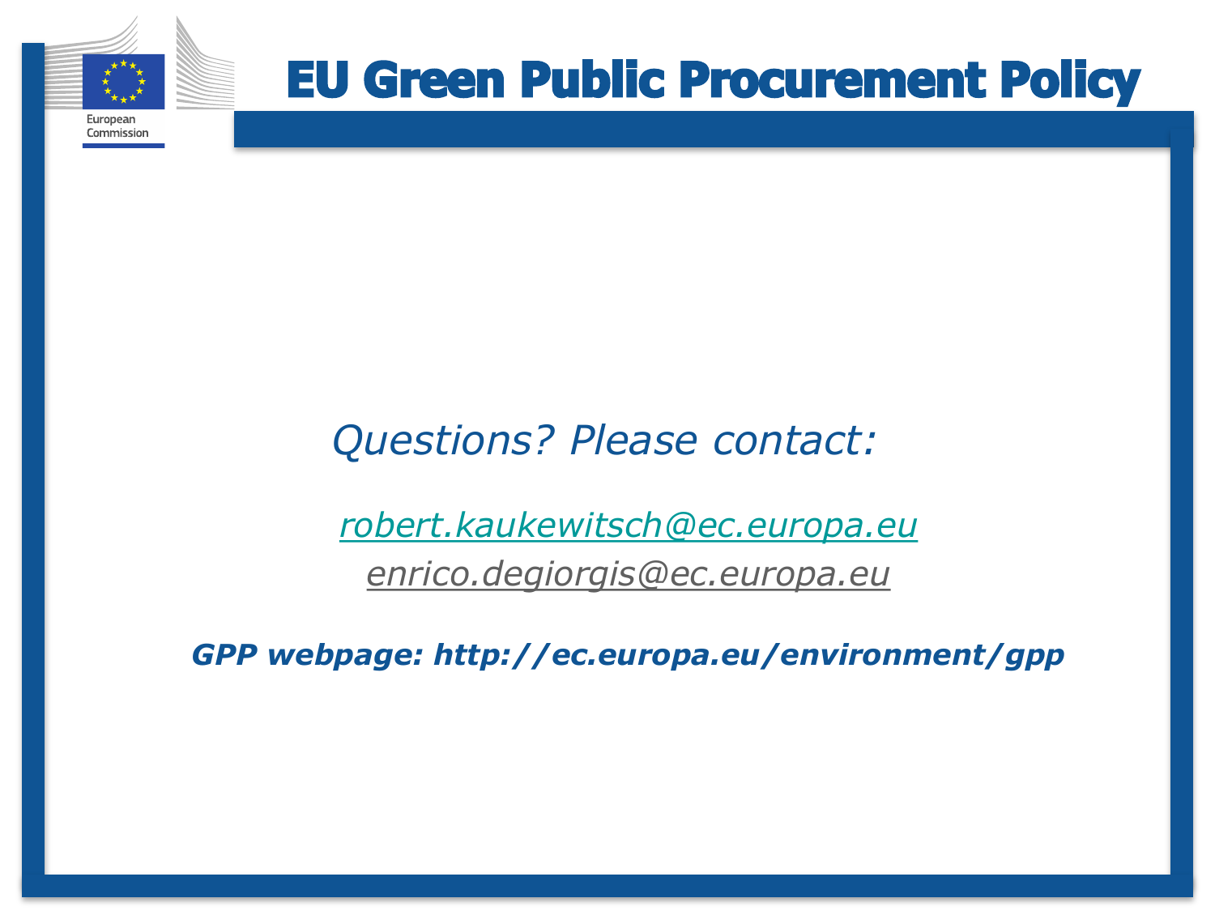# EU Green Public Procurement Policy

*Questions? Please contact:*

*robert.kaukewitsch@ec.europa.eu*

*enrico.degiorgis@ec.europa.eu*

***GPP webpage: http://ec.europa.eu/environment/gpp***